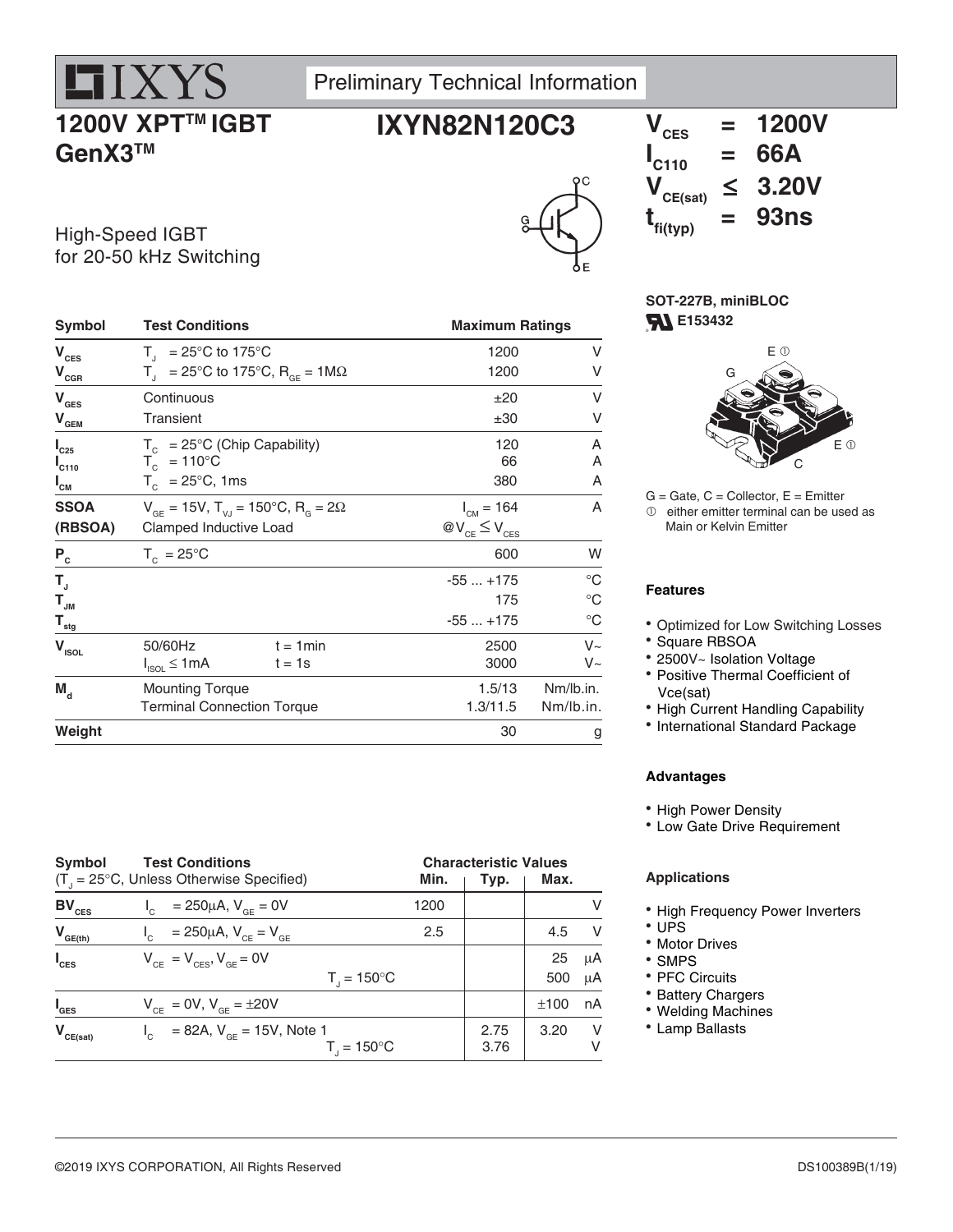IXYS

Preliminary Technical Information

# 1200V XPT™ IGBT GenX3™

## IXYN82N120C3

High-Speed IGBT for 20-50 kHz Switching

| | | |
|---|---|---|
| $V_{CES}$ | = | 1200V |
| $I_{C110}$ | = | 66A |
| $V_{CE(sat)}$ | ≤ | 3.20V |
| $t_{fi(typ)}$ | = | 93ns |

| Symbol | Test Conditions | | Maximum Ratings | |
|---|---|---|---|---|
| $V_{CES}$ | $T_J$ = 25°C to 175°C | | 1200 | V |
| $V_{CGR}$ | $T_J$ = 25°C to 175°C, $R_{GE}$ = 1MΩ | | 1200 | V |
| $V_{GES}$ | Continuous | | ±20 | V |
| $V_{GEM}$ | Transient | | ±30 | V |
| $I_{C25}$ | $T_C$ = 25°C (Chip Capability) | | 120 | A |
| $I_{C110}$ | $T_C$ = 110°C | | 66 | A |
| $I_{CM}$ | $T_C$ = 25°C, 1ms | | 380 | A |
| **SSOA (RBSOA)** | $V_{GE}$ = 15V, $T_{VJ}$ = 150°C, $R_G$ = 2Ω Clamped Inductive Load | | $I_{CM}$ = 164 @$V_{CE} \le V_{CES}$ | A |
| $P_C$ | $T_C$ = 25°C | | 600 | W |
| $T_J$ | | | -55 ... +175 | °C |
| $T_{JM}$ | | | 175 | °C |
| $T_{stg}$ | | | -55 ... +175 | °C |
| $V_{ISOL}$ | 50/60Hz | t = 1min | 2500 | V~ |
| | $I_{ISOL} \le$ 1mA | t = 1s | 3000 | V~ |
| $M_d$ | Mounting Torque | | 1.5/13 | Nm/lb.in. |
| | Terminal Connection Torque | | 1.3/11.5 | Nm/lb.in. |
| **Weight** | | | 30 | g |

**SOT-227B, miniBLOC**

E153432

G = Gate, C = Collector, E = Emitter

① either emitter terminal can be used as Main or Kelvin Emitter

### Features

- Optimized for Low Switching Losses
- Square RBSOA
- 2500V~ Isolation Voltage
- Positive Thermal Coefficient of Vce(sat)
- High Current Handling Capability
- International Standard Package

### Advantages

- High Power Density
- Low Gate Drive Requirement

### Applications

- High Frequency Power Inverters
- UPS
- Motor Drives
- SMPS
- PFC Circuits
- Battery Chargers
- Welding Machines
- Lamp Ballasts

| Symbol | Test Conditions ($T_J$ = 25°C, Unless Otherwise Specified) | Min. | Typ. | Max. | |
|---|---|---|---|---|---|
| $BV_{CES}$ | $I_C$ = 250μA, $V_{GE}$ = 0V | 1200 | | | V |
| $V_{GE(th)}$ | $I_C$ = 250μA, $V_{CE}$ = $V_{GE}$ | 2.5 | | 4.5 | V |
| $I_{CES}$ | $V_{CE}$ = $V_{CES}$, $V_{GE}$ = 0V | | | 25 | μA |
| | $T_J$ = 150°C | | | 500 | μA |
| $I_{GES}$ | $V_{CE}$ = 0V, $V_{GE}$ = ±20V | | | ±100 | nA |
| $V_{CE(sat)}$ | $I_C$ = 82A, $V_{GE}$ = 15V, Note 1 | | 2.75 | 3.20 | V |
| | $T_J$ = 150°C | | 3.76 | | V |

©2019 IXYS CORPORATION, All Rights Reserved

DS100389B(1/19)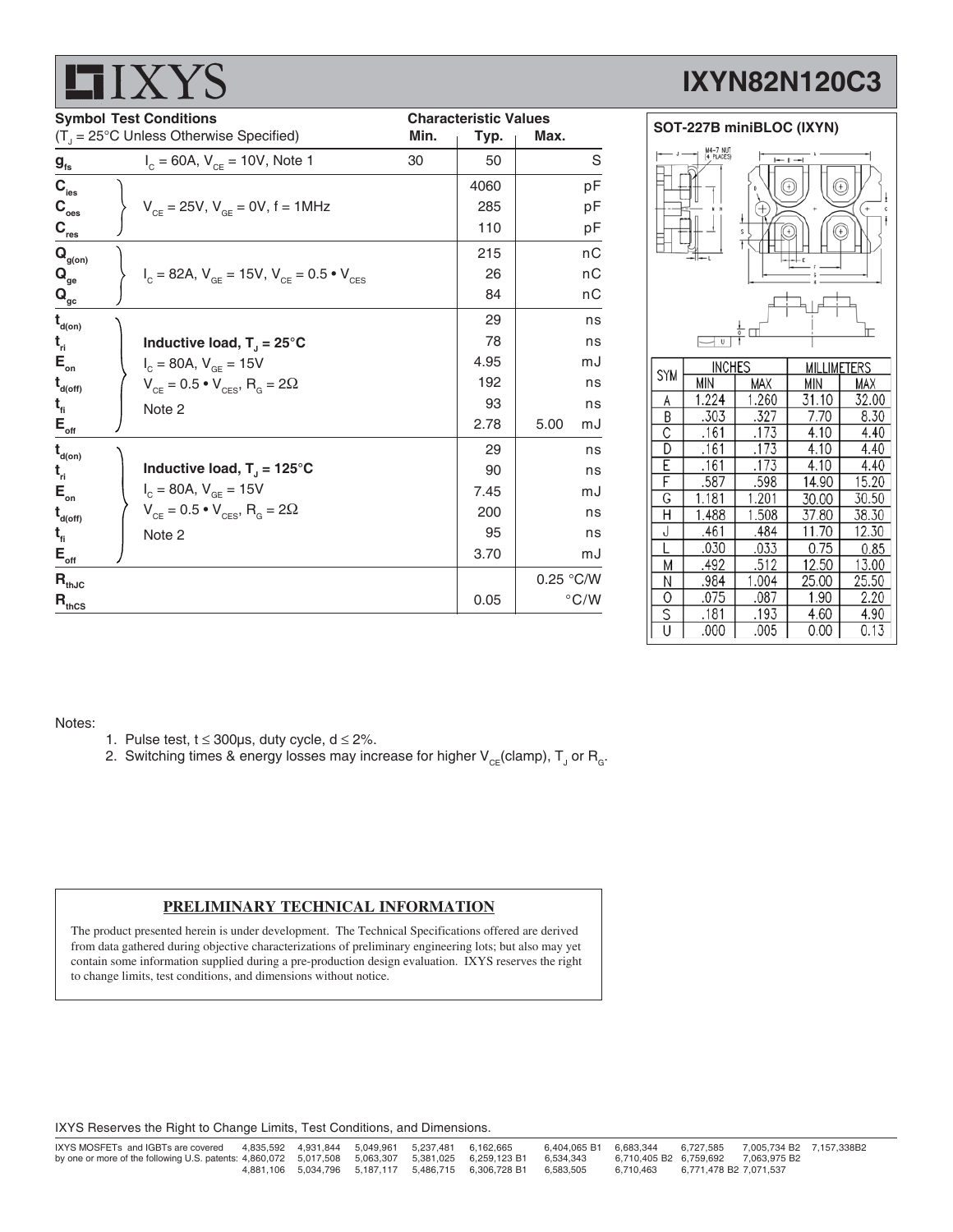| Symbol | Test Conditions ($T_J$ = 25°C Unless Otherwise Specified) | Min. | Typ. | Max. | |
|---|---|---|---|---|---|
| $g_{fs}$ | $I_C$ = 60A, $V_{CE}$ = 10V, Note 1 | 30 | 50 | | S |
| $C_{ies}$ | $V_{CE}$ = 25V, $V_{GE}$ = 0V, f = 1MHz | | 4060 | | pF |
| $C_{oes}$ | | | 285 | | pF |
| $C_{res}$ | | | 110 | | pF |
| $Q_{g(on)}$ | $I_C$ = 82A, $V_{GE}$ = 15V, $V_{CE}$ = 0.5 • $V_{CES}$ | | 215 | | nC |
| $Q_{ge}$ | | | 26 | | nC |
| $Q_{gc}$ | | | 84 | | nC |
| $t_{d(on)}$ | **Inductive load, $T_J$ = 25°C** | | 29 | | ns |
| $t_{ri}$ | $I_C$ = 80A, $V_{GE}$ = 15V | | 78 | | ns |
| $E_{on}$ | $V_{CE}$ = 0.5 • $V_{CES}$, $R_G$ = 2Ω | | 4.95 | | mJ |
| $t_{d(off)}$ | Note 2 | | 192 | | ns |
| $t_{fi}$ | | | 93 | | ns |
| $E_{off}$ | | | 2.78 | 5.00 | mJ |
| $t_{d(on)}$ | **Inductive load, $T_J$ = 125°C** | | 29 | | ns |
| $t_{ri}$ | $I_C$ = 80A, $V_{GE}$ = 15V | | 90 | | ns |
| $E_{on}$ | $V_{CE}$ = 0.5 • $V_{CES}$, $R_G$ = 2Ω | | 7.45 | | mJ |
| $t_{d(off)}$ | Note 2 | | 200 | | ns |
| $t_{fi}$ | | | 95 | | ns |
| $E_{off}$ | | | 3.70 | | mJ |
| $R_{thJC}$ | | | | 0.25 | °C/W |
| $R_{thCS}$ | | | 0.05 | | °C/W |

**SOT-227B miniBLOC (IXYN)**

| SYM | INCHES | | MILLIMETERS | |
|---|---|---|---|---|
| | MIN | MAX | MIN | MAX |
| A | 1.224 | 1.260 | 31.10 | 32.00 |
| B | .303 | .327 | 7.70 | 8.30 |
| C | .161 | .173 | 4.10 | 4.40 |
| D | .161 | .173 | 4.10 | 4.40 |
| E | .161 | .173 | 4.10 | 4.40 |
| F | .587 | .598 | 14.90 | 15.20 |
| G | 1.181 | 1.201 | 30.00 | 30.50 |
| H | 1.488 | 1.508 | 37.80 | 38.30 |
| J | .461 | .484 | 11.70 | 12.30 |
| L | .030 | .033 | 0.75 | 0.85 |
| M | .492 | .512 | 12.50 | 13.00 |
| N | .984 | 1.004 | 25.00 | 25.50 |
| O | .075 | .087 | 1.90 | 2.20 |
| S | .181 | .193 | 4.60 | 4.90 |
| U | .000 | .005 | 0.00 | 0.13 |

Notes:

1. Pulse test, t ≤ 300μs, duty cycle, d ≤ 2%.
2. Switching times & energy losses may increase for higher $V_{CE}$(clamp), $T_J$ or $R_G$.

**PRELIMINARY TECHNICAL INFORMATION**

The product presented herein is under development. The Technical Specifications offered are derived from data gathered during objective characterizations of preliminary engineering lots; but also may yet contain some information supplied during a pre-production design evaluation. IXYS reserves the right to change limits, test conditions, and dimensions without notice.

IXYS Reserves the Right to Change Limits, Test Conditions, and Dimensions.

IXYS MOSFETs and IGBTs are covered by one or more of the following U.S. patents: 4,835,592 4,931,844 5,049,961 5,237,481 6,162,665 6,404,065 B1 6,683,344 6,727,585 7,005,734 B2 7,157,338B2 4,860,072 5,017,508 5,063,307 5,381,025 6,259,123 B1 6,534,343 6,710,405 B2 6,759,692 7,063,975 B2 4,881,106 5,034,796 5,187,117 5,486,715 6,306,728 B1 6,583,505 6,710,463 6,771,478 B2 7,071,537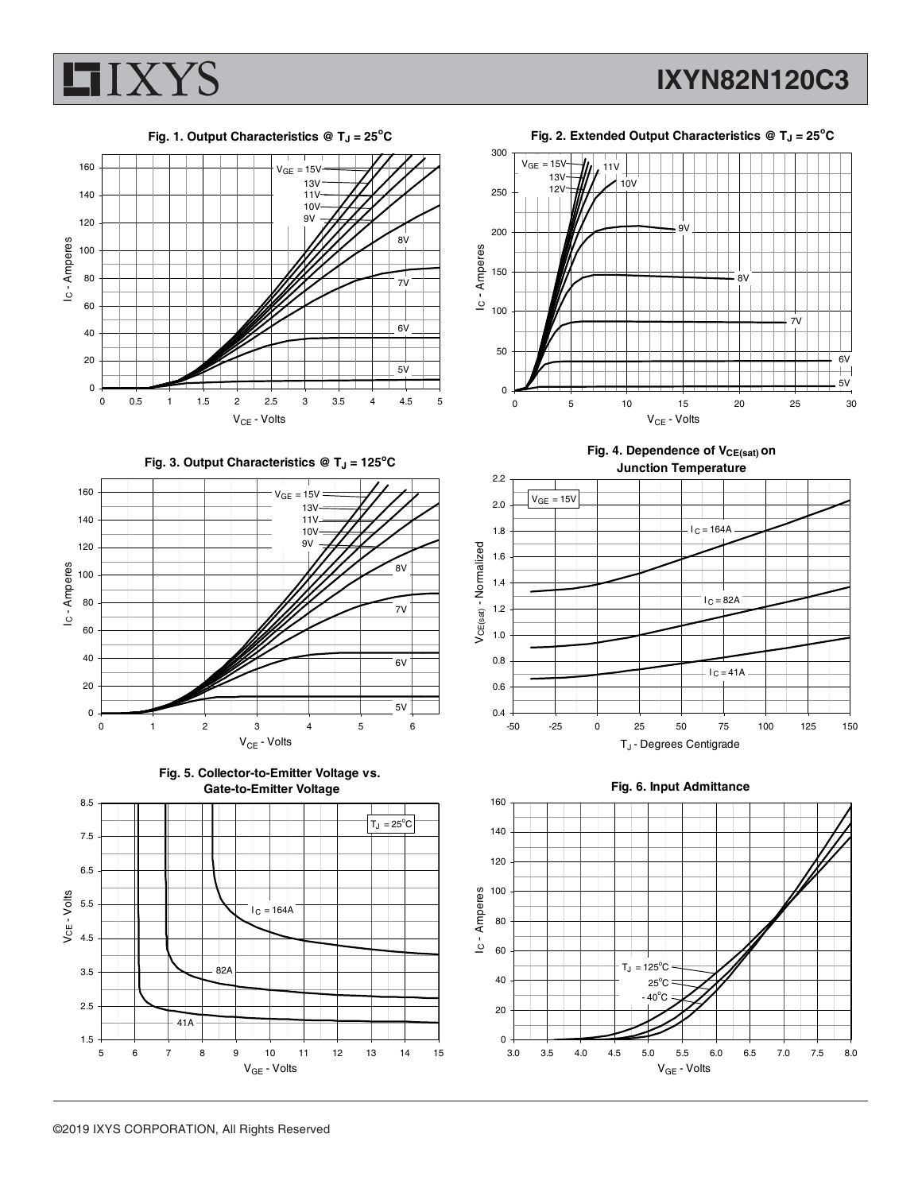**Fig. 1. Output Characteristics @ $T_J = 25^oC$**

**Fig. 2. Extended Output Characteristics @ $T_J = 25^oC$**

**Fig. 3. Output Characteristics @ $T_J = 125^oC$**

**Fig. 4. Dependence of $V_{CE(sat)}$ on Junction Temperature**

**Fig. 5. Collector-to-Emitter Voltage vs. Gate-to-Emitter Voltage**

**Fig. 6. Input Admittance**

©2019 IXYS CORPORATION, All Rights Reserved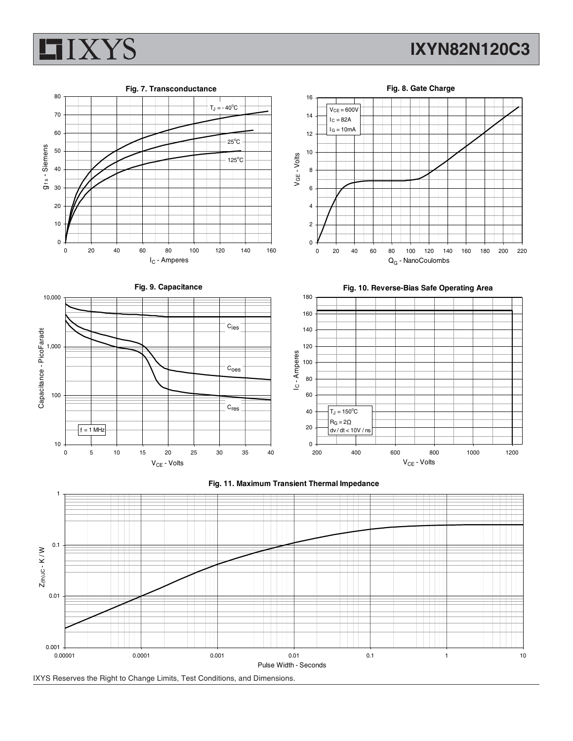**Fig. 7. Transconductance**

**Fig. 8. Gate Charge**

**Fig. 9. Capacitance**

**Fig. 10. Reverse-Bias Safe Operating Area**

**Fig. 11. Maximum Transient Thermal Impedance**

IXYS Reserves the Right to Change Limits, Test Conditions, and Dimensions.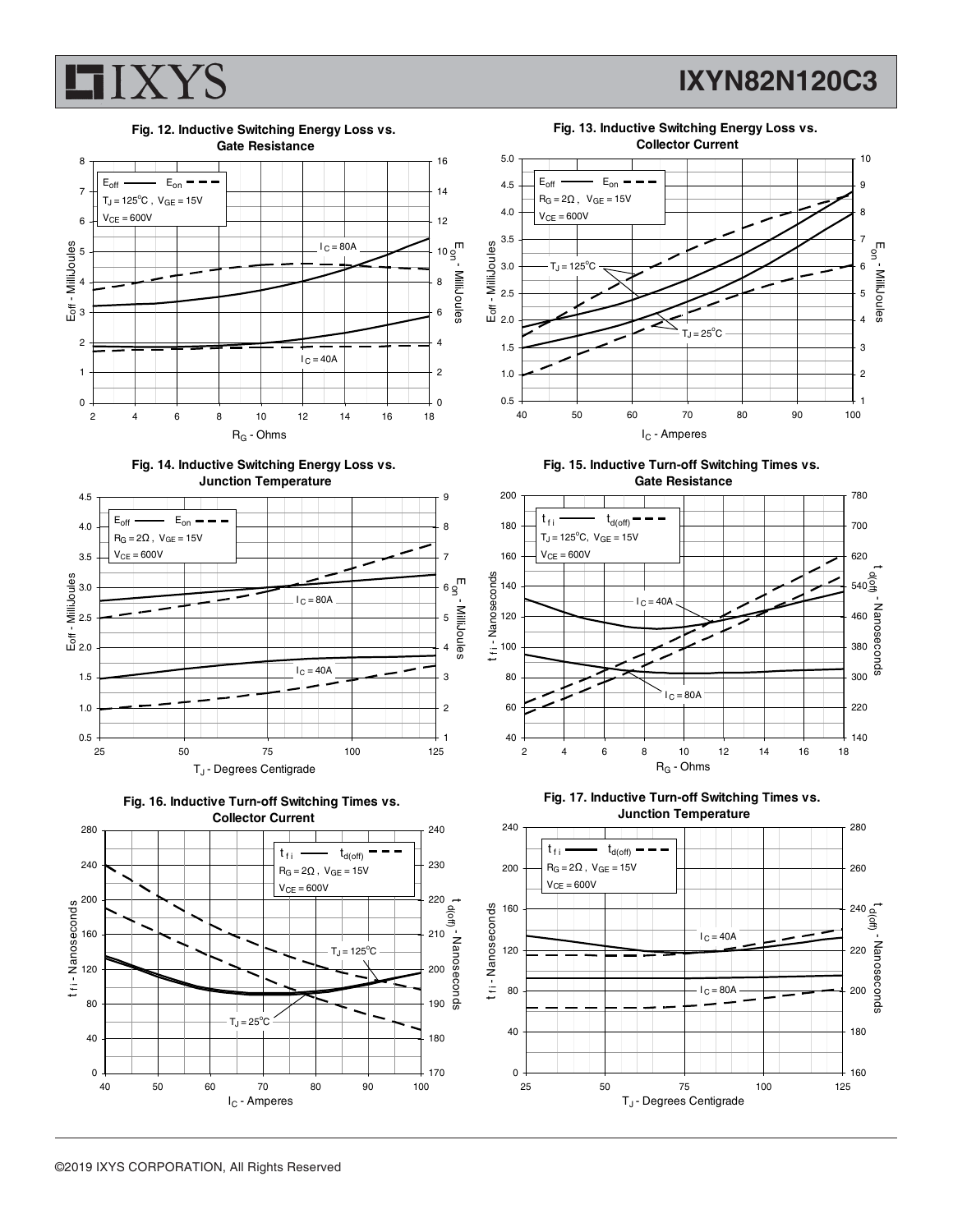**Fig. 12. Inductive Switching Energy Loss vs. Gate Resistance**

$E_{off}$ ——— $E_{on}$ - - -
$T_J = 125^oC$ , $V_{GE} = 15V$
$V_{CE} = 600V$

$I_C = 80A$
$I_C = 40A$

$E_{off}$ - MilliJoules | $E_{on}$ - MilliJoules | $R_G$ - Ohms

**Fig. 13. Inductive Switching Energy Loss vs. Collector Current**

$E_{off}$ ——— $E_{on}$ - - -
$R_G = 2\Omega$ , $V_{GE} = 15V$
$V_{CE} = 600V$

$T_J = 125^oC$
$T_J = 25^oC$

$E_{off}$ - MilliJoules | $E_{on}$ - MilliJoules | $I_C$ - Amperes

**Fig. 14. Inductive Switching Energy Loss vs. Junction Temperature**

$E_{off}$ ——— $E_{on}$ - - -
$R_G = 2\Omega$ , $V_{GE} = 15V$
$V_{CE} = 600V$

$I_C = 80A$
$I_C = 40A$

$E_{off}$ - MilliJoules | $E_{on}$ - MilliJoules | $T_J$ - Degrees Centigrade

**Fig. 15. Inductive Turn-off Switching Times vs. Gate Resistance**

$t_{fi}$ ——— $t_{d(off)}$ - - -
$T_J = 125^oC$, $V_{GE} = 15V$
$V_{CE} = 600V$

$I_C = 40A$
$I_C = 80A$

$t_{fi}$ - Nanoseconds | $t_{d(off)}$ - Nanoseconds | $R_G$ - Ohms

**Fig. 16. Inductive Turn-off Switching Times vs. Collector Current**

$t_{fi}$ ——— $t_{d(off)}$ - - -
$R_G = 2\Omega$ , $V_{GE} = 15V$
$V_{CE} = 600V$

$T_J = 125^oC$
$T_J = 25^oC$

$t_{fi}$ - Nanoseconds | $t_{d(off)}$ - Nanoseconds | $I_C$ - Amperes

**Fig. 17. Inductive Turn-off Switching Times vs. Junction Temperature**

$t_{fi}$ ——— $t_{d(off)}$ - - -
$R_G = 2\Omega$ , $V_{GE} = 15V$
$V_{CE} = 600V$

$I_C = 40A$
$I_C = 80A$

$t_{fi}$ - Nanoseconds | $t_{d(off)}$ - Nanoseconds | $T_J$ - Degrees Centigrade

©2019 IXYS CORPORATION, All Rights Reserved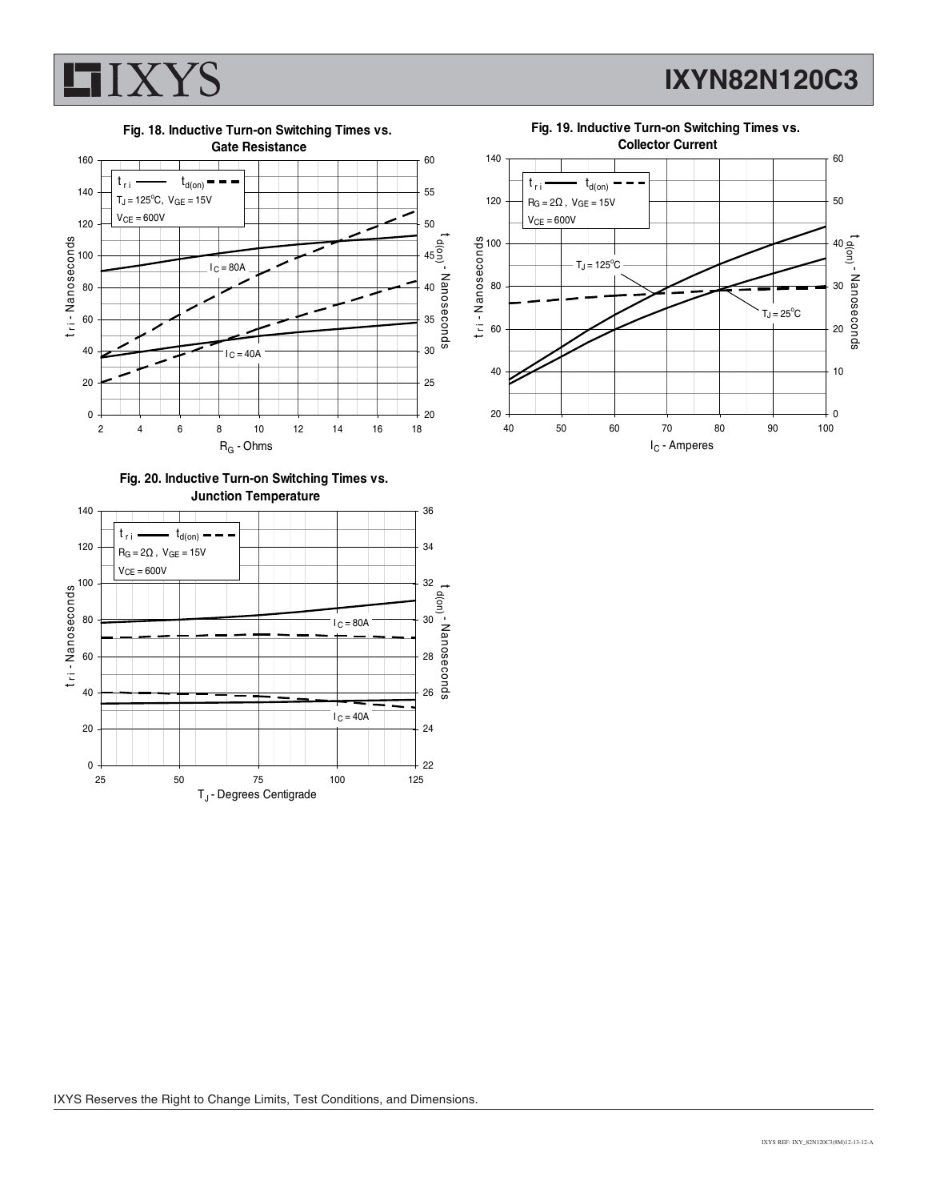**Fig. 18. Inductive Turn-on Switching Times vs. Gate Resistance**

$t_{ri}$ — $t_{d(on)}$ - - -

$T_J = 125^oC$, $V_{GE} = 15V$

$V_{CE} = 600V$

$I_C = 80A$

$I_C = 40A$

$t_{ri}$ - Nanoseconds

$t_{d(on)}$ - Nanoseconds

$R_G$ - Ohms

**Fig. 19. Inductive Turn-on Switching Times vs. Collector Current**

$t_{ri}$ — $t_{d(on)}$ - - -

$R_G = 2\Omega$, $V_{GE} = 15V$

$V_{CE} = 600V$

$T_J = 125^oC$

$T_J = 25^oC$

$t_{ri}$ - Nanoseconds

$t_{d(on)}$ - Nanoseconds

$I_C$ - Amperes

**Fig. 20. Inductive Turn-on Switching Times vs. Junction Temperature**

$t_{ri}$ — $t_{d(on)}$ - - -

$R_G = 2\Omega$, $V_{GE} = 15V$

$V_{CE} = 600V$

$I_C = 80A$

$I_C = 40A$

$t_{ri}$ - Nanoseconds

$t_{d(on)}$ - Nanoseconds

$T_J$ - Degrees Centigrade

IXYS Reserves the Right to Change Limits, Test Conditions, and Dimensions.

IXYS REF: IXY_82N120C3(8M)12-13-12-A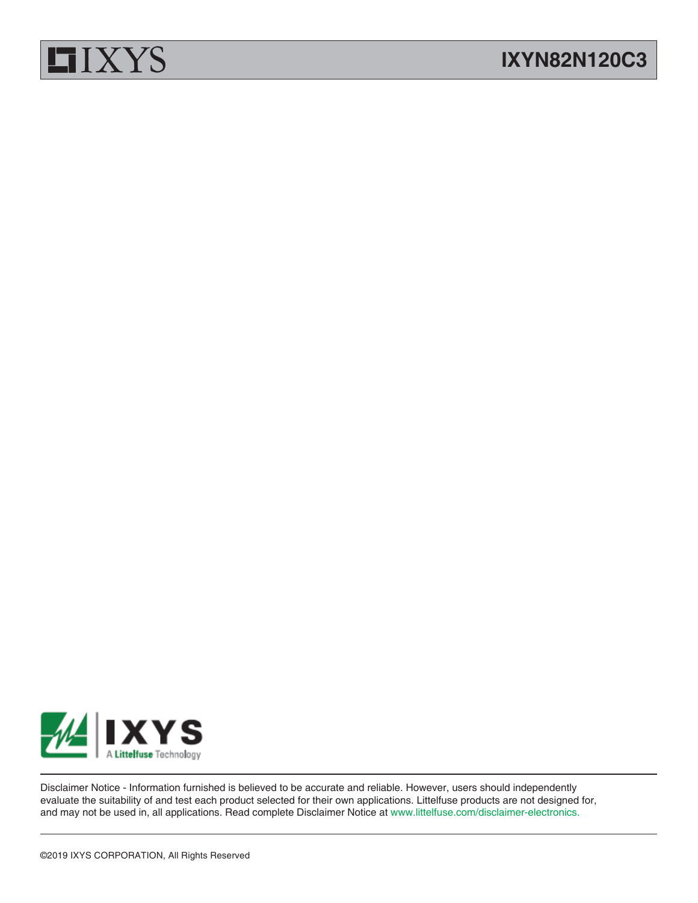Disclaimer Notice - Information furnished is believed to be accurate and reliable. However, users should independently evaluate the suitability of and test each product selected for their own applications. Littelfuse products are not designed for, and may not be used in, all applications. Read complete Disclaimer Notice at www.littelfuse.com/disclaimer-electronics.

©2019 IXYS CORPORATION, All Rights Reserved